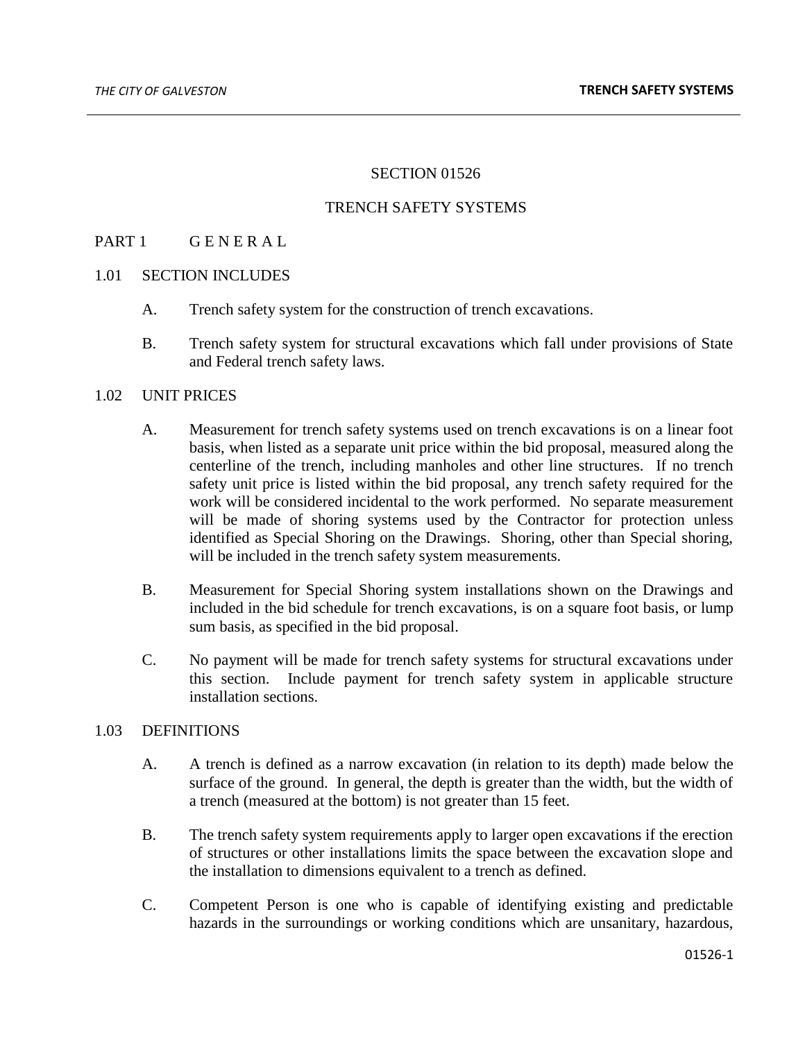# SECTION 01526

# TRENCH SAFETY SYSTEMS

## PART 1 G E N E R A L

### 1.01 SECTION INCLUDES

A. Trench safety system for the construction of trench excavations.

B. Trench safety system for structural excavations which fall under provisions of State and Federal trench safety laws.

### 1.02 UNIT PRICES

A. Measurement for trench safety systems used on trench excavations is on a linear foot basis, when listed as a separate unit price within the bid proposal, measured along the centerline of the trench, including manholes and other line structures. If no trench safety unit price is listed within the bid proposal, any trench safety required for the work will be considered incidental to the work performed. No separate measurement will be made of shoring systems used by the Contractor for protection unless identified as Special Shoring on the Drawings. Shoring, other than Special shoring, will be included in the trench safety system measurements.

B. Measurement for Special Shoring system installations shown on the Drawings and included in the bid schedule for trench excavations, is on a square foot basis, or lump sum basis, as specified in the bid proposal.

C. No payment will be made for trench safety systems for structural excavations under this section. Include payment for trench safety system in applicable structure installation sections.

### 1.03 DEFINITIONS

A. A trench is defined as a narrow excavation (in relation to its depth) made below the surface of the ground. In general, the depth is greater than the width, but the width of a trench (measured at the bottom) is not greater than 15 feet.

B. The trench safety system requirements apply to larger open excavations if the erection of structures or other installations limits the space between the excavation slope and the installation to dimensions equivalent to a trench as defined.

C. Competent Person is one who is capable of identifying existing and predictable hazards in the surroundings or working conditions which are unsanitary, hazardous,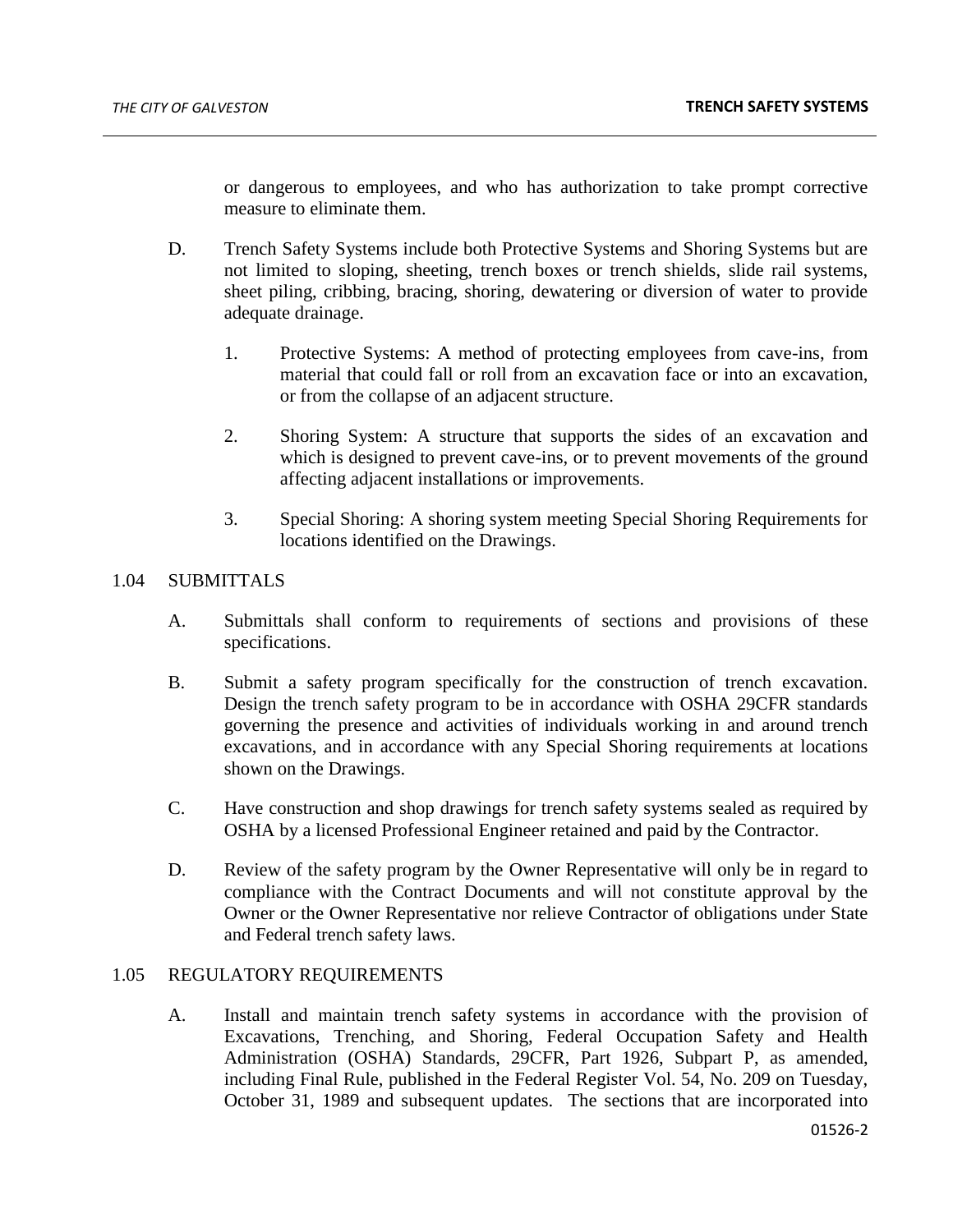or dangerous to employees, and who has authorization to take prompt corrective measure to eliminate them.

D. Trench Safety Systems include both Protective Systems and Shoring Systems but are not limited to sloping, sheeting, trench boxes or trench shields, slide rail systems, sheet piling, cribbing, bracing, shoring, dewatering or diversion of water to provide adequate drainage.

   1. Protective Systems: A method of protecting employees from cave-ins, from material that could fall or roll from an excavation face or into an excavation, or from the collapse of an adjacent structure.

   2. Shoring System: A structure that supports the sides of an excavation and which is designed to prevent cave-ins, or to prevent movements of the ground affecting adjacent installations or improvements.

   3. Special Shoring: A shoring system meeting Special Shoring Requirements for locations identified on the Drawings.

## 1.04 SUBMITTALS

A. Submittals shall conform to requirements of sections and provisions of these specifications.

B. Submit a safety program specifically for the construction of trench excavation. Design the trench safety program to be in accordance with OSHA 29CFR standards governing the presence and activities of individuals working in and around trench excavations, and in accordance with any Special Shoring requirements at locations shown on the Drawings.

C. Have construction and shop drawings for trench safety systems sealed as required by OSHA by a licensed Professional Engineer retained and paid by the Contractor.

D. Review of the safety program by the Owner Representative will only be in regard to compliance with the Contract Documents and will not constitute approval by the Owner or the Owner Representative nor relieve Contractor of obligations under State and Federal trench safety laws.

## 1.05 REGULATORY REQUIREMENTS

A. Install and maintain trench safety systems in accordance with the provision of Excavations, Trenching, and Shoring, Federal Occupation Safety and Health Administration (OSHA) Standards, 29CFR, Part 1926, Subpart P, as amended, including Final Rule, published in the Federal Register Vol. 54, No. 209 on Tuesday, October 31, 1989 and subsequent updates. The sections that are incorporated into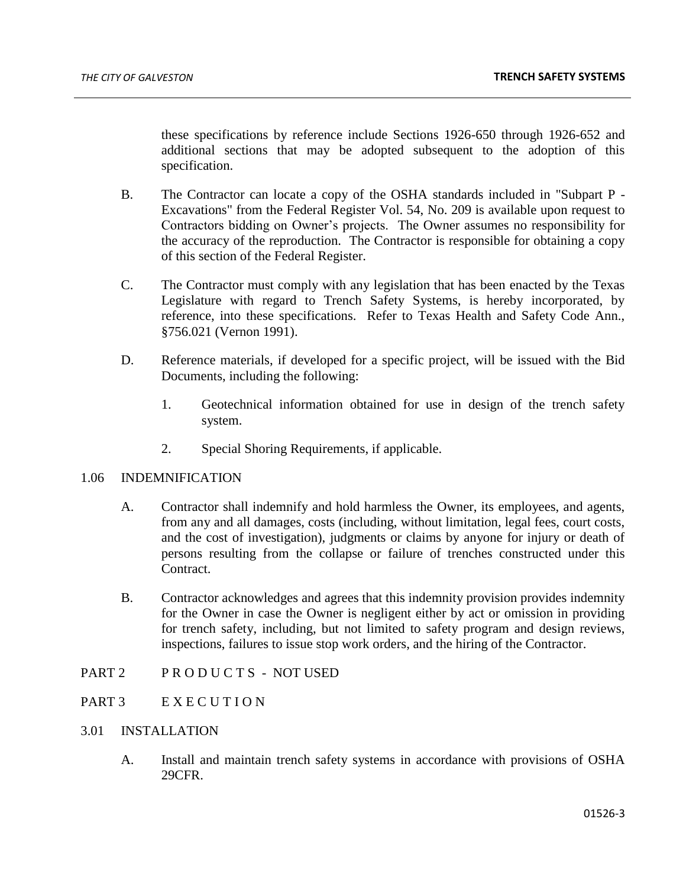these specifications by reference include Sections 1926-650 through 1926-652 and additional sections that may be adopted subsequent to the adoption of this specification.

B. The Contractor can locate a copy of the OSHA standards included in "Subpart P - Excavations" from the Federal Register Vol. 54, No. 209 is available upon request to Contractors bidding on Owner's projects. The Owner assumes no responsibility for the accuracy of the reproduction. The Contractor is responsible for obtaining a copy of this section of the Federal Register.

C. The Contractor must comply with any legislation that has been enacted by the Texas Legislature with regard to Trench Safety Systems, is hereby incorporated, by reference, into these specifications. Refer to Texas Health and Safety Code Ann., §756.021 (Vernon 1991).

D. Reference materials, if developed for a specific project, will be issued with the Bid Documents, including the following:

1. Geotechnical information obtained for use in design of the trench safety system.

2. Special Shoring Requirements, if applicable.

## 1.06 INDEMNIFICATION

A. Contractor shall indemnify and hold harmless the Owner, its employees, and agents, from any and all damages, costs (including, without limitation, legal fees, court costs, and the cost of investigation), judgments or claims by anyone for injury or death of persons resulting from the collapse or failure of trenches constructed under this Contract.

B. Contractor acknowledges and agrees that this indemnity provision provides indemnity for the Owner in case the Owner is negligent either by act or omission in providing for trench safety, including, but not limited to safety program and design reviews, inspections, failures to issue stop work orders, and the hiring of the Contractor.

# PART 2 P R O D U C T S - NOT USED

# PART 3 E X E C U T I O N

## 3.01 INSTALLATION

A. Install and maintain trench safety systems in accordance with provisions of OSHA 29CFR.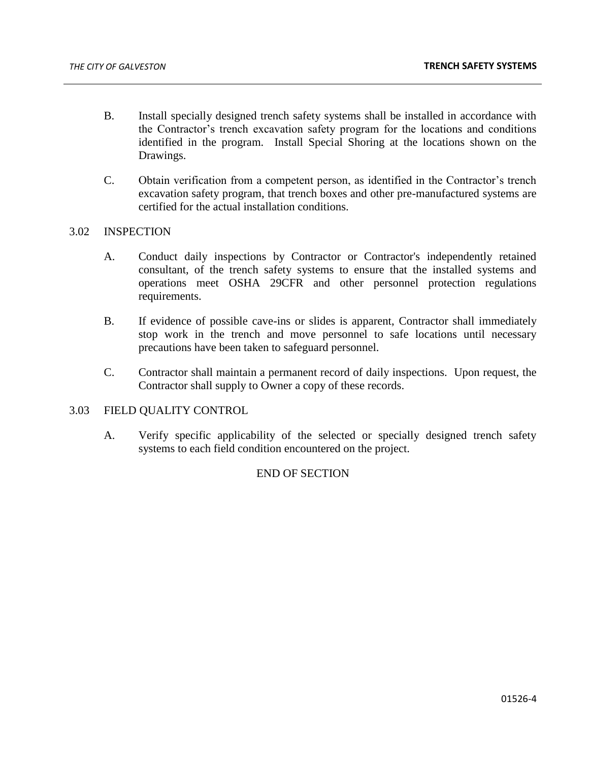B. Install specially designed trench safety systems shall be installed in accordance with the Contractor's trench excavation safety program for the locations and conditions identified in the program. Install Special Shoring at the locations shown on the Drawings.

C. Obtain verification from a competent person, as identified in the Contractor's trench excavation safety program, that trench boxes and other pre-manufactured systems are certified for the actual installation conditions.

3.02 INSPECTION

A. Conduct daily inspections by Contractor or Contractor's independently retained consultant, of the trench safety systems to ensure that the installed systems and operations meet OSHA 29CFR and other personnel protection regulations requirements.

B. If evidence of possible cave-ins or slides is apparent, Contractor shall immediately stop work in the trench and move personnel to safe locations until necessary precautions have been taken to safeguard personnel.

C. Contractor shall maintain a permanent record of daily inspections. Upon request, the Contractor shall supply to Owner a copy of these records.

3.03 FIELD QUALITY CONTROL

A. Verify specific applicability of the selected or specially designed trench safety systems to each field condition encountered on the project.

END OF SECTION